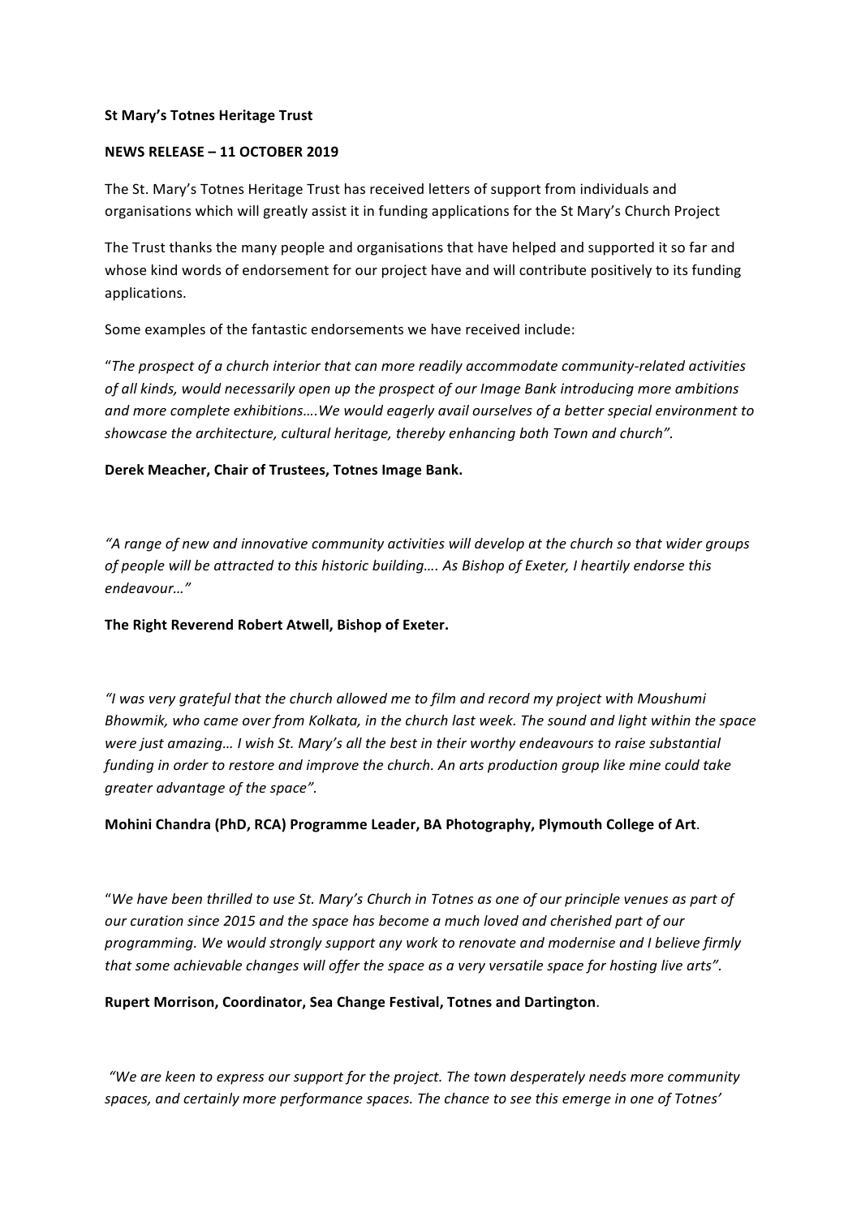**St Mary's Totnes Heritage Trust**

**NEWS RELEASE – 11 OCTOBER 2019**

The St. Mary's Totnes Heritage Trust has received letters of support from individuals and organisations which will greatly assist it in funding applications for the St Mary's Church Project

The Trust thanks the many people and organisations that have helped and supported it so far and whose kind words of endorsement for our project have and will contribute positively to its funding applications.

Some examples of the fantastic endorsements we have received include:

"*The prospect of a church interior that can more readily accommodate community-related activities of all kinds, would necessarily open up the prospect of our Image Bank introducing more ambitions and more complete exhibitions….We would eagerly avail ourselves of a better special environment to showcase the architecture, cultural heritage, thereby enhancing both Town and church*".

**Derek Meacher, Chair of Trustees, Totnes Image Bank.**

*"A range of new and innovative community activities will develop at the church so that wider groups of people will be attracted to this historic building…. As Bishop of Exeter, I heartily endorse this endeavour…"*

**The Right Reverend Robert Atwell, Bishop of Exeter.**

*"I was very grateful that the church allowed me to film and record my project with Moushumi Bhowmik, who came over from Kolkata, in the church last week. The sound and light within the space were just amazing… I wish St. Mary's all the best in their worthy endeavours to raise substantial funding in order to restore and improve the church. An arts production group like mine could take greater advantage of the space".*

**Mohini Chandra (PhD, RCA) Programme Leader, BA Photography, Plymouth College of Art**.

"*We have been thrilled to use St. Mary's Church in Totnes as one of our principle venues as part of our curation since 2015 and the space has become a much loved and cherished part of our programming. We would strongly support any work to renovate and modernise and I believe firmly that some achievable changes will offer the space as a very versatile space for hosting live arts".*

**Rupert Morrison, Coordinator, Sea Change Festival, Totnes and Dartington**.

*"We are keen to express our support for the project. The town desperately needs more community spaces, and certainly more performance spaces. The chance to see this emerge in one of Totnes'*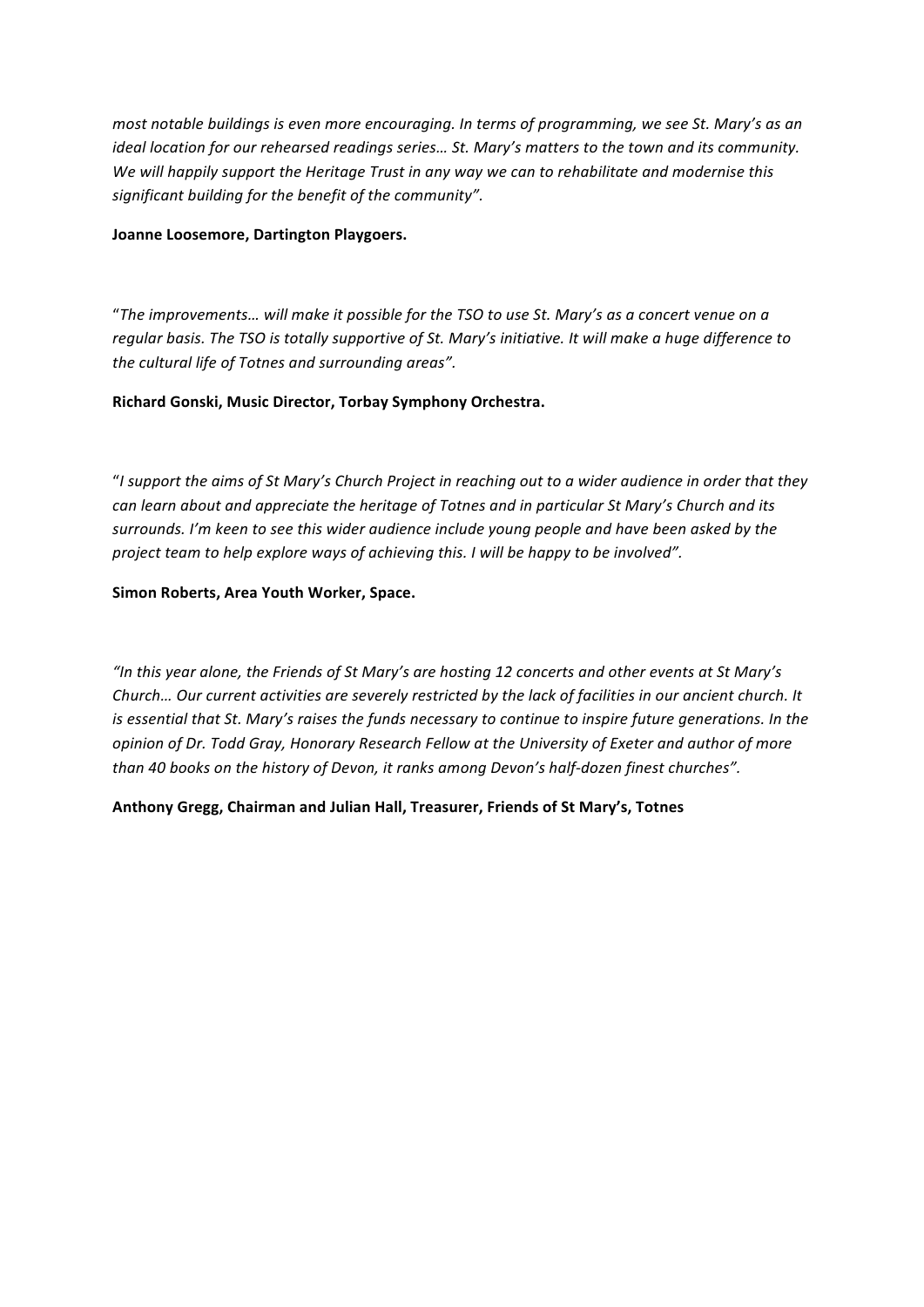*most notable buildings is even more encouraging. In terms of programming, we see St. Mary's as an ideal location for our rehearsed readings series… St. Mary's matters to the town and its community. We will happily support the Heritage Trust in any way we can to rehabilitate and modernise this significant building for the benefit of the community".*

**Joanne Loosemore, Dartington Playgoers.**

"*The improvements… will make it possible for the TSO to use St. Mary's as a concert venue on a regular basis. The TSO is totally supportive of St. Mary's initiative. It will make a huge difference to the cultural life of Totnes and surrounding areas".*

**Richard Gonski, Music Director, Torbay Symphony Orchestra.**

"*I support the aims of St Mary's Church Project in reaching out to a wider audience in order that they can learn about and appreciate the heritage of Totnes and in particular St Mary's Church and its surrounds. I'm keen to see this wider audience include young people and have been asked by the project team to help explore ways of achieving this. I will be happy to be involved".*

**Simon Roberts, Area Youth Worker, Space.**

*"In this year alone, the Friends of St Mary's are hosting 12 concerts and other events at St Mary's Church… Our current activities are severely restricted by the lack of facilities in our ancient church. It is essential that St. Mary's raises the funds necessary to continue to inspire future generations. In the opinion of Dr. Todd Gray, Honorary Research Fellow at the University of Exeter and author of more than 40 books on the history of Devon, it ranks among Devon's half-dozen finest churches".*

**Anthony Gregg, Chairman and Julian Hall, Treasurer, Friends of St Mary's, Totnes**